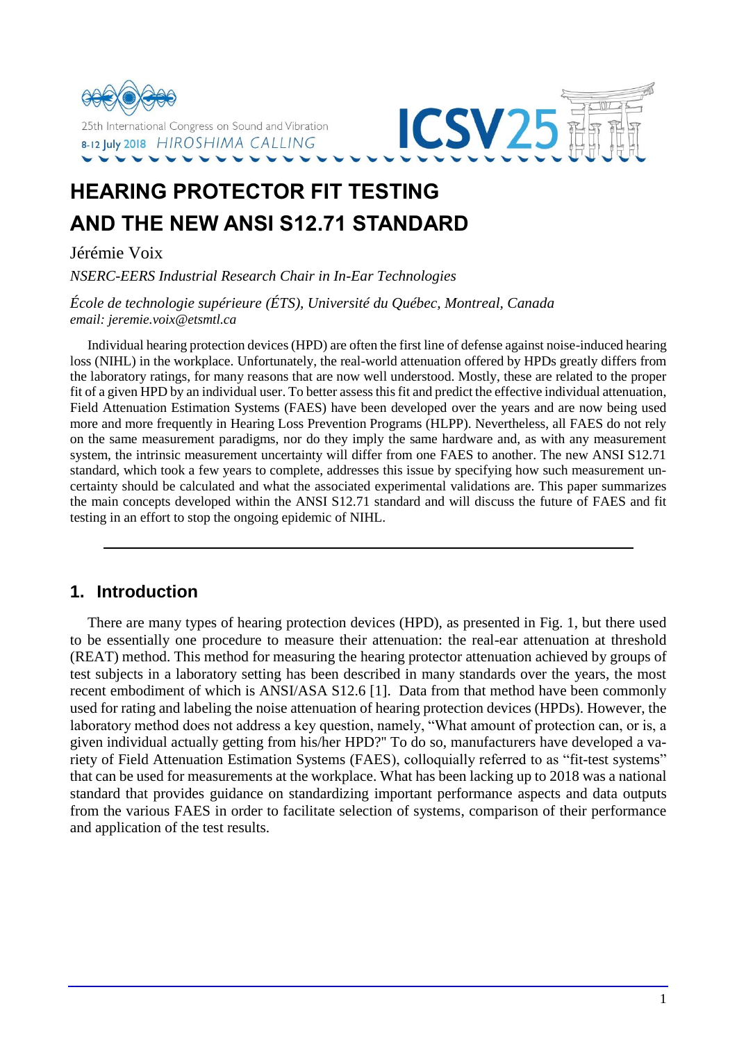# HEARING PROTECTOR FIT TESTING AND THE NEW ANSI S12.71 STANDARD

Jérémie Voix

*NSERC-EERS Industrial Research Chair in In-Ear Technologies*

*École de technologie supérieure (ÉTS), Université du Québec, Montreal, Canada*
*email: jeremie.voix@etsmtl.ca*

Individual hearing protection devices (HPD) are often the first line of defense against noise-induced hearing loss (NIHL) in the workplace. Unfortunately, the real-world attenuation offered by HPDs greatly differs from the laboratory ratings, for many reasons that are now well understood. Mostly, these are related to the proper fit of a given HPD by an individual user. To better assess this fit and predict the effective individual attenuation, Field Attenuation Estimation Systems (FAES) have been developed over the years and are now being used more and more frequently in Hearing Loss Prevention Programs (HLPP). Nevertheless, all FAES do not rely on the same measurement paradigms, nor do they imply the same hardware and, as with any measurement system, the intrinsic measurement uncertainty will differ from one FAES to another. The new ANSI S12.71 standard, which took a few years to complete, addresses this issue by specifying how such measurement uncertainty should be calculated and what the associated experimental validations are. This paper summarizes the main concepts developed within the ANSI S12.71 standard and will discuss the future of FAES and fit testing in an effort to stop the ongoing epidemic of NIHL.

## 1. Introduction

There are many types of hearing protection devices (HPD), as presented in Fig. 1, but there used to be essentially one procedure to measure their attenuation: the real-ear attenuation at threshold (REAT) method. This method for measuring the hearing protector attenuation achieved by groups of test subjects in a laboratory setting has been described in many standards over the years, the most recent embodiment of which is ANSI/ASA S12.6 [1]. Data from that method have been commonly used for rating and labeling the noise attenuation of hearing protection devices (HPDs). However, the laboratory method does not address a key question, namely, "What amount of protection can, or is, a given individual actually getting from his/her HPD?" To do so, manufacturers have developed a variety of Field Attenuation Estimation Systems (FAES), colloquially referred to as "fit-test systems" that can be used for measurements at the workplace. What has been lacking up to 2018 was a national standard that provides guidance on standardizing important performance aspects and data outputs from the various FAES in order to facilitate selection of systems, comparison of their performance and application of the test results.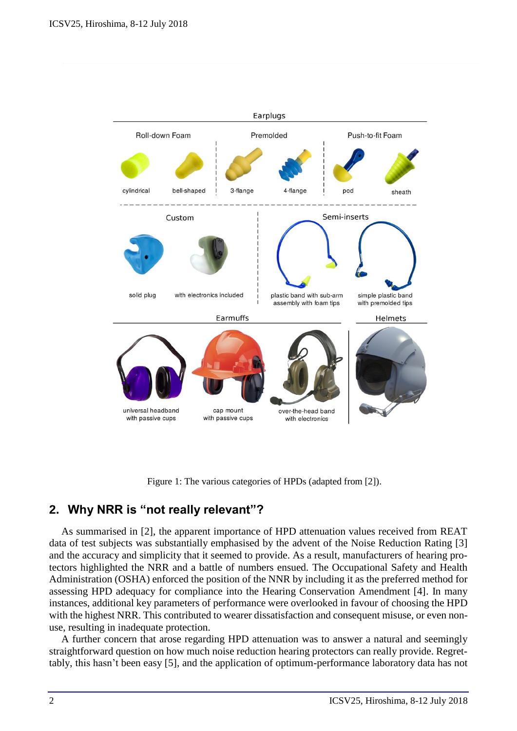Figure 1: The various categories of HPDs (adapted from [2]).

## 2. Why NRR is "not really relevant"?

As summarised in [2], the apparent importance of HPD attenuation values received from REAT data of test subjects was substantially emphasised by the advent of the Noise Reduction Rating [3] and the accuracy and simplicity that it seemed to provide. As a result, manufacturers of hearing protectors highlighted the NRR and a battle of numbers ensued. The Occupational Safety and Health Administration (OSHA) enforced the position of the NNR by including it as the preferred method for assessing HPD adequacy for compliance into the Hearing Conservation Amendment [4]. In many instances, additional key parameters of performance were overlooked in favour of choosing the HPD with the highest NRR. This contributed to wearer dissatisfaction and consequent misuse, or even non-use, resulting in inadequate protection.

A further concern that arose regarding HPD attenuation was to answer a natural and seemingly straightforward question on how much noise reduction hearing protectors can really provide. Regrettably, this hasn't been easy [5], and the application of optimum-performance laboratory data has not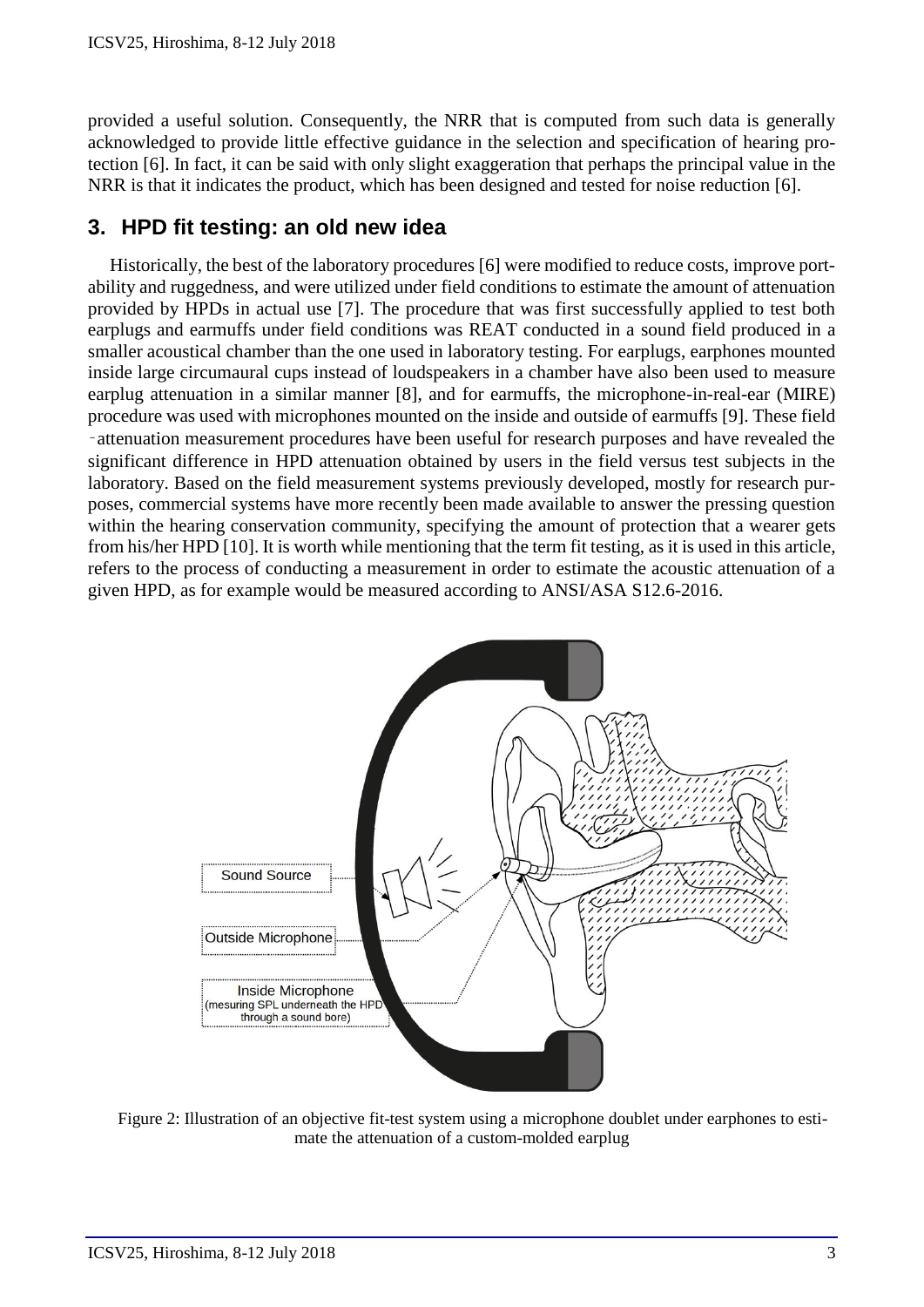provided a useful solution. Consequently, the NRR that is computed from such data is generally acknowledged to provide little effective guidance in the selection and specification of hearing protection [6]. In fact, it can be said with only slight exaggeration that perhaps the principal value in the NRR is that it indicates the product, which has been designed and tested for noise reduction [6].

## 3. HPD fit testing: an old new idea

Historically, the best of the laboratory procedures [6] were modified to reduce costs, improve portability and ruggedness, and were utilized under field conditions to estimate the amount of attenuation provided by HPDs in actual use [7]. The procedure that was first successfully applied to test both earplugs and earmuffs under field conditions was REAT conducted in a sound field produced in a smaller acoustical chamber than the one used in laboratory testing. For earplugs, earphones mounted inside large circumaural cups instead of loudspeakers in a chamber have also been used to measure earplug attenuation in a similar manner [8], and for earmuffs, the microphone-in-real-ear (MIRE) procedure was used with microphones mounted on the inside and outside of earmuffs [9]. These field -attenuation measurement procedures have been useful for research purposes and have revealed the significant difference in HPD attenuation obtained by users in the field versus test subjects in the laboratory. Based on the field measurement systems previously developed, mostly for research purposes, commercial systems have more recently been made available to answer the pressing question within the hearing conservation community, specifying the amount of protection that a wearer gets from his/her HPD [10]. It is worth while mentioning that the term fit testing, as it is used in this article, refers to the process of conducting a measurement in order to estimate the acoustic attenuation of a given HPD, as for example would be measured according to ANSI/ASA S12.6-2016.

Figure 2: Illustration of an objective fit-test system using a microphone doublet under earphones to estimate the attenuation of a custom-molded earplug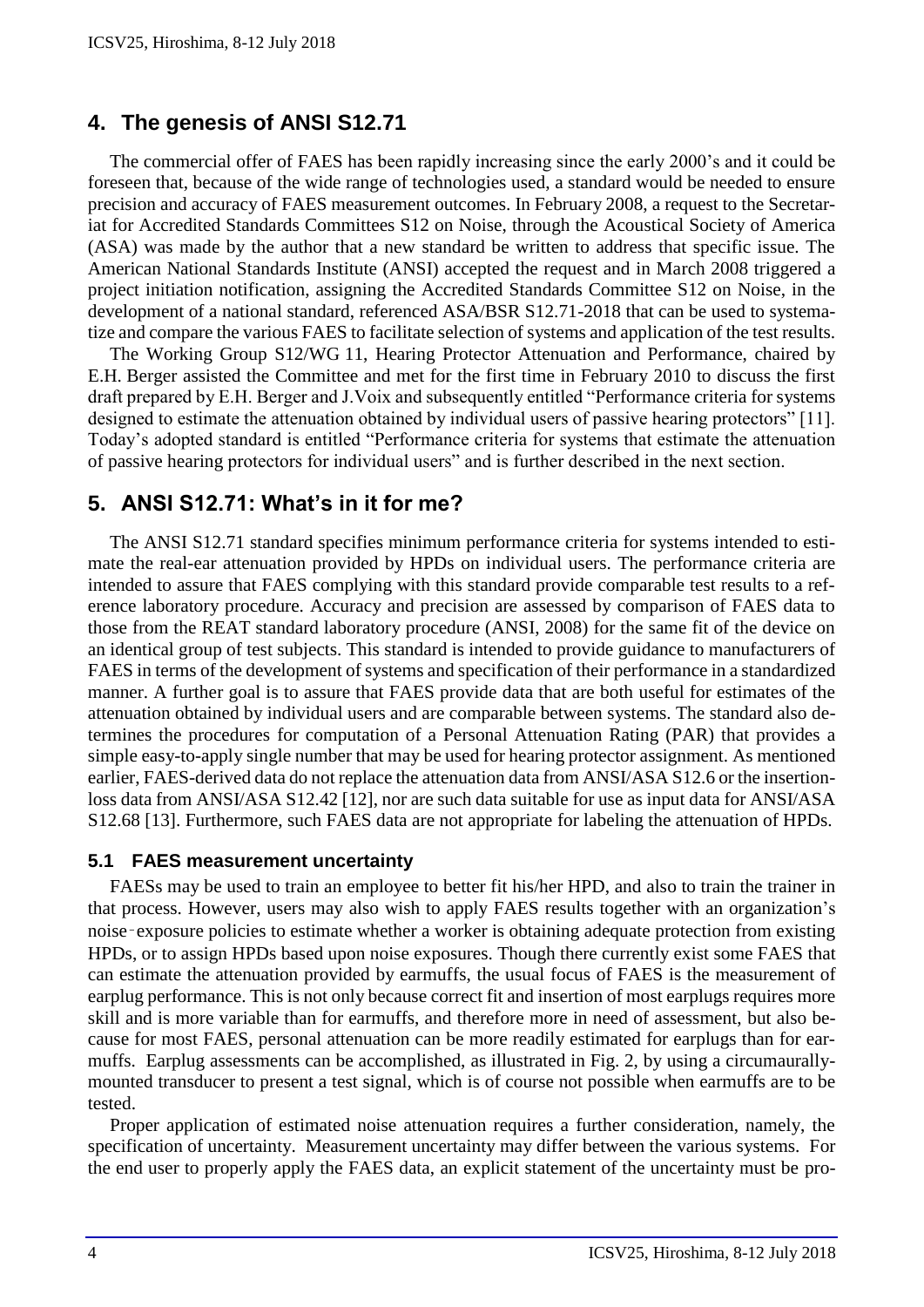## 4. The genesis of ANSI S12.71

The commercial offer of FAES has been rapidly increasing since the early 2000's and it could be foreseen that, because of the wide range of technologies used, a standard would be needed to ensure precision and accuracy of FAES measurement outcomes. In February 2008, a request to the Secretariat for Accredited Standards Committees S12 on Noise, through the Acoustical Society of America (ASA) was made by the author that a new standard be written to address that specific issue. The American National Standards Institute (ANSI) accepted the request and in March 2008 triggered a project initiation notification, assigning the Accredited Standards Committee S12 on Noise, in the development of a national standard, referenced ASA/BSR S12.71-2018 that can be used to systematize and compare the various FAES to facilitate selection of systems and application of the test results.

The Working Group S12/WG 11, Hearing Protector Attenuation and Performance, chaired by E.H. Berger assisted the Committee and met for the first time in February 2010 to discuss the first draft prepared by E.H. Berger and J.Voix and subsequently entitled "Performance criteria for systems designed to estimate the attenuation obtained by individual users of passive hearing protectors" [11]. Today's adopted standard is entitled "Performance criteria for systems that estimate the attenuation of passive hearing protectors for individual users" and is further described in the next section.

## 5. ANSI S12.71: What's in it for me?

The ANSI S12.71 standard specifies minimum performance criteria for systems intended to estimate the real-ear attenuation provided by HPDs on individual users. The performance criteria are intended to assure that FAES complying with this standard provide comparable test results to a reference laboratory procedure. Accuracy and precision are assessed by comparison of FAES data to those from the REAT standard laboratory procedure (ANSI, 2008) for the same fit of the device on an identical group of test subjects. This standard is intended to provide guidance to manufacturers of FAES in terms of the development of systems and specification of their performance in a standardized manner. A further goal is to assure that FAES provide data that are both useful for estimates of the attenuation obtained by individual users and are comparable between systems. The standard also determines the procedures for computation of a Personal Attenuation Rating (PAR) that provides a simple easy-to-apply single number that may be used for hearing protector assignment. As mentioned earlier, FAES-derived data do not replace the attenuation data from ANSI/ASA S12.6 or the insertion-loss data from ANSI/ASA S12.42 [12], nor are such data suitable for use as input data for ANSI/ASA S12.68 [13]. Furthermore, such FAES data are not appropriate for labeling the attenuation of HPDs.

### 5.1 FAES measurement uncertainty

FAESs may be used to train an employee to better fit his/her HPD, and also to train the trainer in that process. However, users may also wish to apply FAES results together with an organization's noise-exposure policies to estimate whether a worker is obtaining adequate protection from existing HPDs, or to assign HPDs based upon noise exposures. Though there currently exist some FAES that can estimate the attenuation provided by earmuffs, the usual focus of FAES is the measurement of earplug performance. This is not only because correct fit and insertion of most earplugs requires more skill and is more variable than for earmuffs, and therefore more in need of assessment, but also because for most FAES, personal attenuation can be more readily estimated for earplugs than for earmuffs. Earplug assessments can be accomplished, as illustrated in Fig. 2, by using a circumaurally-mounted transducer to present a test signal, which is of course not possible when earmuffs are to be tested.

Proper application of estimated noise attenuation requires a further consideration, namely, the specification of uncertainty. Measurement uncertainty may differ between the various systems. For the end user to properly apply the FAES data, an explicit statement of the uncertainty must be pro-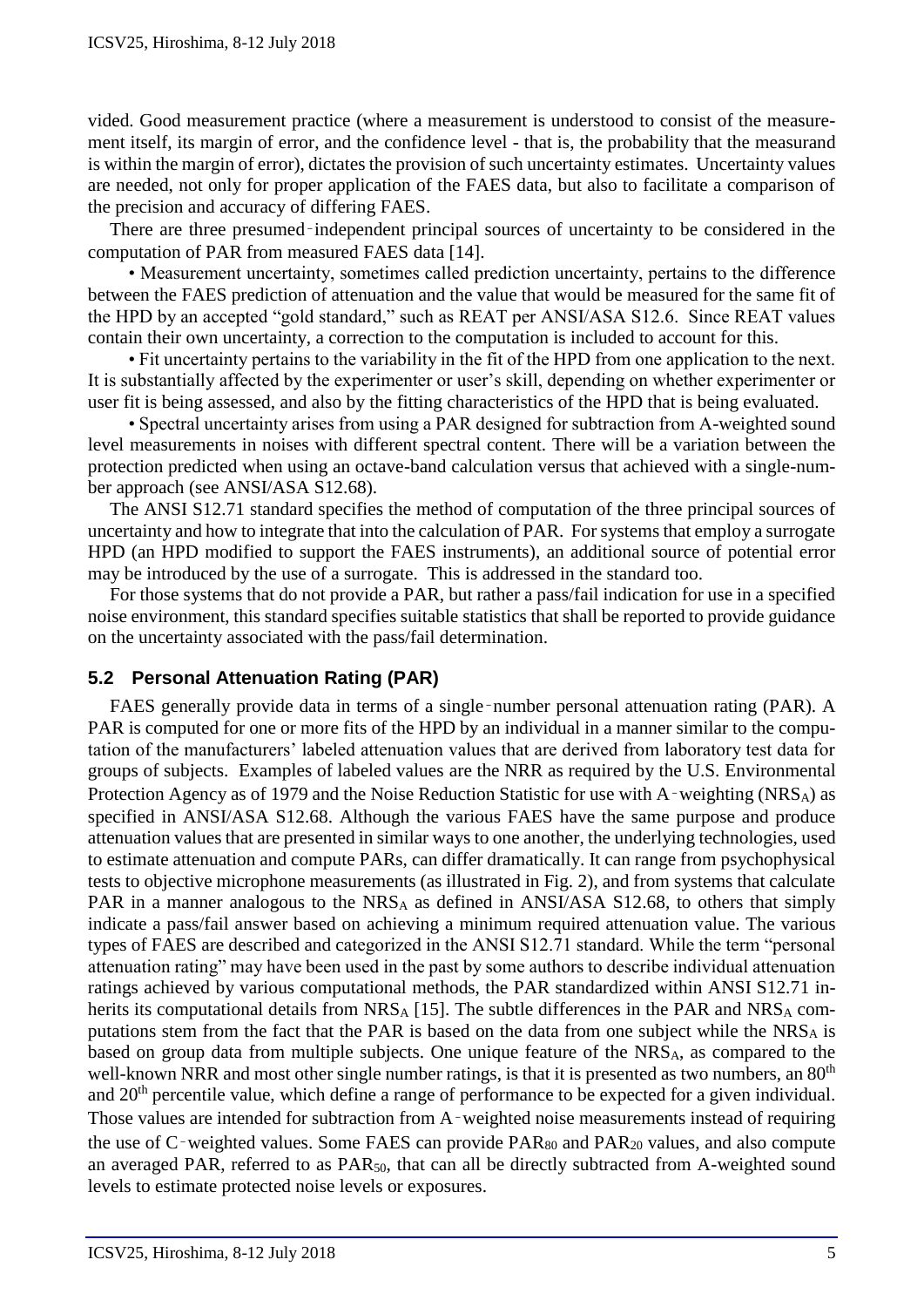vided. Good measurement practice (where a measurement is understood to consist of the measurement itself, its margin of error, and the confidence level - that is, the probability that the measurand is within the margin of error), dictates the provision of such uncertainty estimates. Uncertainty values are needed, not only for proper application of the FAES data, but also to facilitate a comparison of the precision and accuracy of differing FAES.

There are three presumed‑independent principal sources of uncertainty to be considered in the computation of PAR from measured FAES data [14].

- Measurement uncertainty, sometimes called prediction uncertainty, pertains to the difference between the FAES prediction of attenuation and the value that would be measured for the same fit of the HPD by an accepted "gold standard," such as REAT per ANSI/ASA S12.6. Since REAT values contain their own uncertainty, a correction to the computation is included to account for this.
- Fit uncertainty pertains to the variability in the fit of the HPD from one application to the next. It is substantially affected by the experimenter or user's skill, depending on whether experimenter or user fit is being assessed, and also by the fitting characteristics of the HPD that is being evaluated.
- Spectral uncertainty arises from using a PAR designed for subtraction from A-weighted sound level measurements in noises with different spectral content. There will be a variation between the protection predicted when using an octave-band calculation versus that achieved with a single-number approach (see ANSI/ASA S12.68).

The ANSI S12.71 standard specifies the method of computation of the three principal sources of uncertainty and how to integrate that into the calculation of PAR. For systems that employ a surrogate HPD (an HPD modified to support the FAES instruments), an additional source of potential error may be introduced by the use of a surrogate. This is addressed in the standard too.

For those systems that do not provide a PAR, but rather a pass/fail indication for use in a specified noise environment, this standard specifies suitable statistics that shall be reported to provide guidance on the uncertainty associated with the pass/fail determination.

## 5.2 Personal Attenuation Rating (PAR)

FAES generally provide data in terms of a single‑number personal attenuation rating (PAR). A PAR is computed for one or more fits of the HPD by an individual in a manner similar to the computation of the manufacturers' labeled attenuation values that are derived from laboratory test data for groups of subjects. Examples of labeled values are the NRR as required by the U.S. Environmental Protection Agency as of 1979 and the Noise Reduction Statistic for use with A‑weighting ($NRS_A$) as specified in ANSI/ASA S12.68. Although the various FAES have the same purpose and produce attenuation values that are presented in similar ways to one another, the underlying technologies, used to estimate attenuation and compute PARs, can differ dramatically. It can range from psychophysical tests to objective microphone measurements (as illustrated in Fig. 2), and from systems that calculate PAR in a manner analogous to the $NRS_A$ as defined in ANSI/ASA S12.68, to others that simply indicate a pass/fail answer based on achieving a minimum required attenuation value. The various types of FAES are described and categorized in the ANSI S12.71 standard. While the term "personal attenuation rating" may have been used in the past by some authors to describe individual attenuation ratings achieved by various computational methods, the PAR standardized within ANSI S12.71 inherits its computational details from $NRS_A$ [15]. The subtle differences in the PAR and $NRS_A$ computations stem from the fact that the PAR is based on the data from one subject while the $NRS_A$ is based on group data from multiple subjects. One unique feature of the $NRS_A$, as compared to the well-known NRR and most other single number ratings, is that it is presented as two numbers, an 80$^{th}$ and 20$^{th}$ percentile value, which define a range of performance to be expected for a given individual. Those values are intended for subtraction from A‑weighted noise measurements instead of requiring the use of C‑weighted values. Some FAES can provide $PAR_{80}$ and $PAR_{20}$ values, and also compute an averaged PAR, referred to as $PAR_{50}$, that can all be directly subtracted from A-weighted sound levels to estimate protected noise levels or exposures.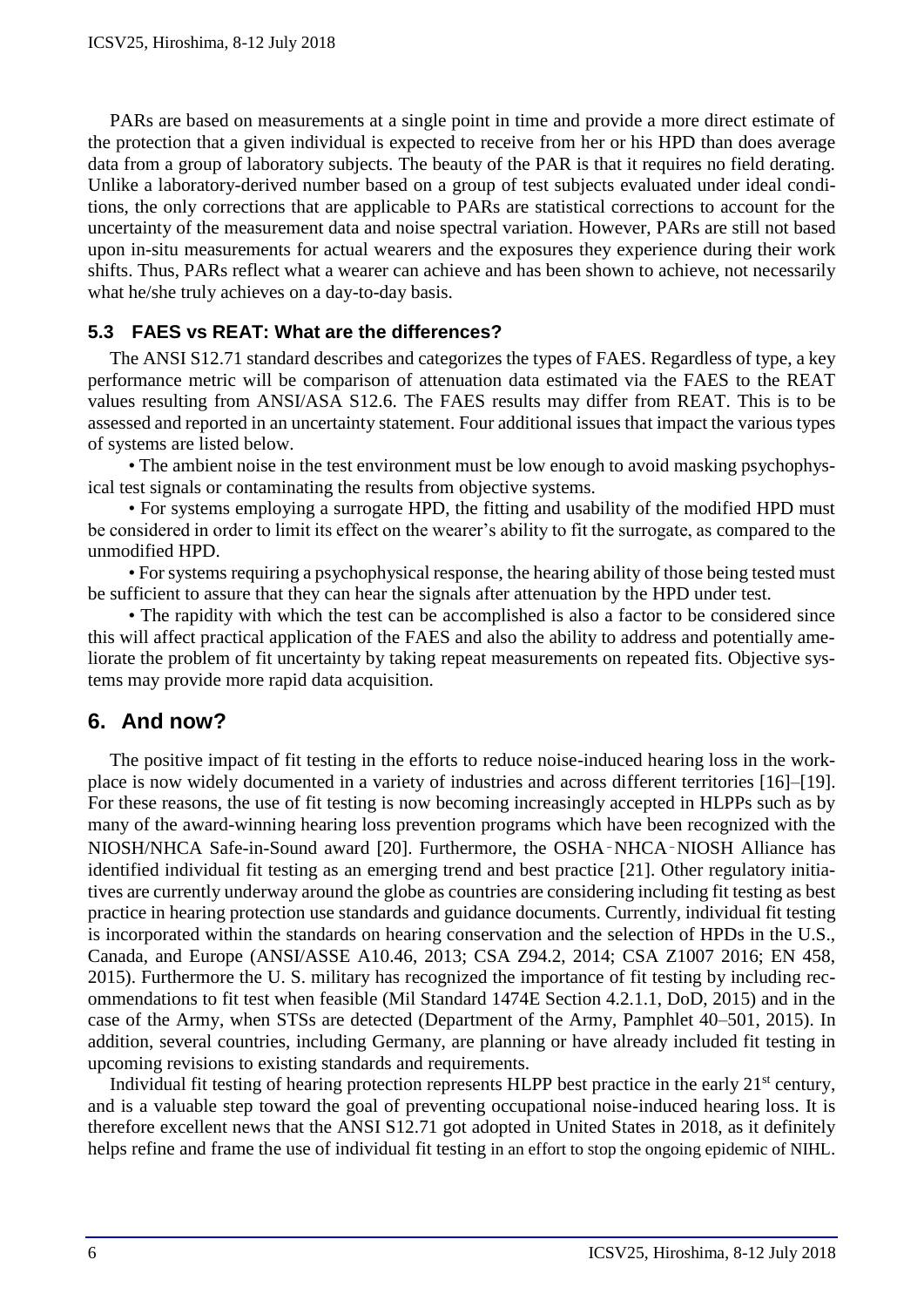PARs are based on measurements at a single point in time and provide a more direct estimate of the protection that a given individual is expected to receive from her or his HPD than does average data from a group of laboratory subjects. The beauty of the PAR is that it requires no field derating. Unlike a laboratory-derived number based on a group of test subjects evaluated under ideal conditions, the only corrections that are applicable to PARs are statistical corrections to account for the uncertainty of the measurement data and noise spectral variation. However, PARs are still not based upon in-situ measurements for actual wearers and the exposures they experience during their work shifts. Thus, PARs reflect what a wearer can achieve and has been shown to achieve, not necessarily what he/she truly achieves on a day-to-day basis.

### 5.3 FAES vs REAT: What are the differences?

The ANSI S12.71 standard describes and categorizes the types of FAES. Regardless of type, a key performance metric will be comparison of attenuation data estimated via the FAES to the REAT values resulting from ANSI/ASA S12.6. The FAES results may differ from REAT. This is to be assessed and reported in an uncertainty statement. Four additional issues that impact the various types of systems are listed below.

- The ambient noise in the test environment must be low enough to avoid masking psychophysical test signals or contaminating the results from objective systems.
- For systems employing a surrogate HPD, the fitting and usability of the modified HPD must be considered in order to limit its effect on the wearer's ability to fit the surrogate, as compared to the unmodified HPD.
- For systems requiring a psychophysical response, the hearing ability of those being tested must be sufficient to assure that they can hear the signals after attenuation by the HPD under test.
- The rapidity with which the test can be accomplished is also a factor to be considered since this will affect practical application of the FAES and also the ability to address and potentially ameliorate the problem of fit uncertainty by taking repeat measurements on repeated fits. Objective systems may provide more rapid data acquisition.

## 6. And now?

The positive impact of fit testing in the efforts to reduce noise-induced hearing loss in the workplace is now widely documented in a variety of industries and across different territories [16]–[19]. For these reasons, the use of fit testing is now becoming increasingly accepted in HLPPs such as by many of the award-winning hearing loss prevention programs which have been recognized with the NIOSH/NHCA Safe-in-Sound award [20]. Furthermore, the OSHA‐NHCA‐NIOSH Alliance has identified individual fit testing as an emerging trend and best practice [21]. Other regulatory initiatives are currently underway around the globe as countries are considering including fit testing as best practice in hearing protection use standards and guidance documents. Currently, individual fit testing is incorporated within the standards on hearing conservation and the selection of HPDs in the U.S., Canada, and Europe (ANSI/ASSE A10.46, 2013; CSA Z94.2, 2014; CSA Z1007 2016; EN 458, 2015). Furthermore the U. S. military has recognized the importance of fit testing by including recommendations to fit test when feasible (Mil Standard 1474E Section 4.2.1.1, DoD, 2015) and in the case of the Army, when STSs are detected (Department of the Army, Pamphlet 40–501, 2015). In addition, several countries, including Germany, are planning or have already included fit testing in upcoming revisions to existing standards and requirements.

Individual fit testing of hearing protection represents HLPP best practice in the early 21st century, and is a valuable step toward the goal of preventing occupational noise-induced hearing loss. It is therefore excellent news that the ANSI S12.71 got adopted in United States in 2018, as it definitely helps refine and frame the use of individual fit testing in an effort to stop the ongoing epidemic of NIHL.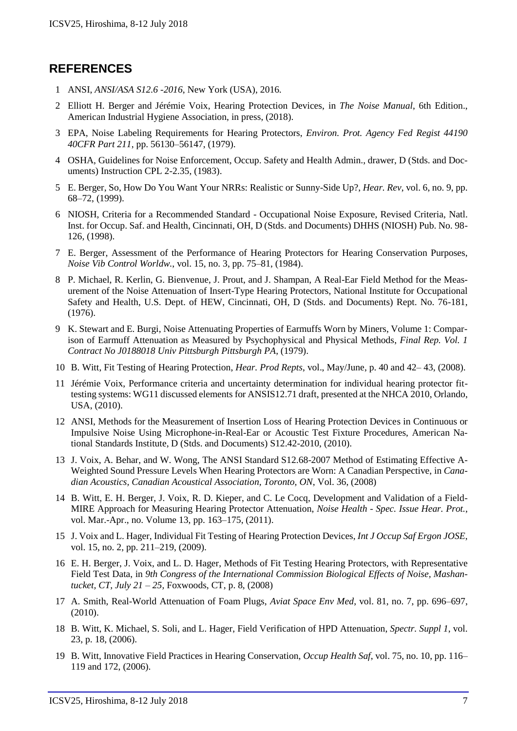## REFERENCES

1. ANSI, *ANSI/ASA S12.6 -2016*, New York (USA), 2016.
2. Elliott H. Berger and Jérémie Voix, Hearing Protection Devices, in *The Noise Manual*, 6th Edition., American Industrial Hygiene Association, in press, (2018).
3. EPA, Noise Labeling Requirements for Hearing Protectors, *Environ. Prot. Agency Fed Regist 44190 40CFR Part 211*, pp. 56130–56147, (1979).
4. OSHA, Guidelines for Noise Enforcement, Occup. Safety and Health Admin., drawer, D (Stds. and Documents) Instruction CPL 2-2.35, (1983).
5. E. Berger, So, How Do You Want Your NRRs: Realistic or Sunny-Side Up?, *Hear. Rev*, vol. 6, no. 9, pp. 68–72, (1999).
6. NIOSH, Criteria for a Recommended Standard - Occupational Noise Exposure, Revised Criteria, Natl. Inst. for Occup. Saf. and Health, Cincinnati, OH, D (Stds. and Documents) DHHS (NIOSH) Pub. No. 98-126, (1998).
7. E. Berger, Assessment of the Performance of Hearing Protectors for Hearing Conservation Purposes, *Noise Vib Control Worldw.*, vol. 15, no. 3, pp. 75–81, (1984).
8. P. Michael, R. Kerlin, G. Bienvenue, J. Prout, and J. Shampan, A Real-Ear Field Method for the Measurement of the Noise Attenuation of Insert-Type Hearing Protectors, National Institute for Occupational Safety and Health, U.S. Dept. of HEW, Cincinnati, OH, D (Stds. and Documents) Rept. No. 76-181, (1976).
9. K. Stewart and E. Burgi, Noise Attenuating Properties of Earmuffs Worn by Miners, Volume 1: Comparison of Earmuff Attenuation as Measured by Psychophysical and Physical Methods, *Final Rep. Vol. 1 Contract No J0188018 Univ Pittsburgh Pittsburgh PA*, (1979).
10. B. Witt, Fit Testing of Hearing Protection, *Hear. Prod Repts*, vol., May/June, p. 40 and 42– 43, (2008).
11. Jérémie Voix, Performance criteria and uncertainty determination for individual hearing protector fit-testing systems: WG11 discussed elements for ANSIS12.71 draft, presented at the NHCA 2010, Orlando, USA, (2010).
12. ANSI, Methods for the Measurement of Insertion Loss of Hearing Protection Devices in Continuous or Impulsive Noise Using Microphone-in-Real-Ear or Acoustic Test Fixture Procedures, American National Standards Institute, D (Stds. and Documents) S12.42-2010, (2010).
13. J. Voix, A. Behar, and W. Wong, The ANSI Standard S12.68-2007 Method of Estimating Effective A-Weighted Sound Pressure Levels When Hearing Protectors are Worn: A Canadian Perspective, in *Canadian Acoustics, Canadian Acoustical Association, Toronto, ON*, Vol. 36, (2008)
14. B. Witt, E. H. Berger, J. Voix, R. D. Kieper, and C. Le Cocq, Development and Validation of a Field-MIRE Approach for Measuring Hearing Protector Attenuation, *Noise Health - Spec. Issue Hear. Prot.*, vol. Mar.-Apr., no. Volume 13, pp. 163–175, (2011).
15. J. Voix and L. Hager, Individual Fit Testing of Hearing Protection Devices, *Int J Occup Saf Ergon JOSE*, vol. 15, no. 2, pp. 211–219, (2009).
16. E. H. Berger, J. Voix, and L. D. Hager, Methods of Fit Testing Hearing Protectors, with Representative Field Test Data, in *9th Congress of the International Commission Biological Effects of Noise, Mashantucket, CT, July 21 – 25,* Foxwoods, CT, p. 8, (2008)
17. A. Smith, Real-World Attenuation of Foam Plugs, *Aviat Space Env Med*, vol. 81, no. 7, pp. 696–697, (2010).
18. B. Witt, K. Michael, S. Soli, and L. Hager, Field Verification of HPD Attenuation, *Spectr. Suppl 1*, vol. 23, p. 18, (2006).
19. B. Witt, Innovative Field Practices in Hearing Conservation, *Occup Health Saf*, vol. 75, no. 10, pp. 116–119 and 172, (2006).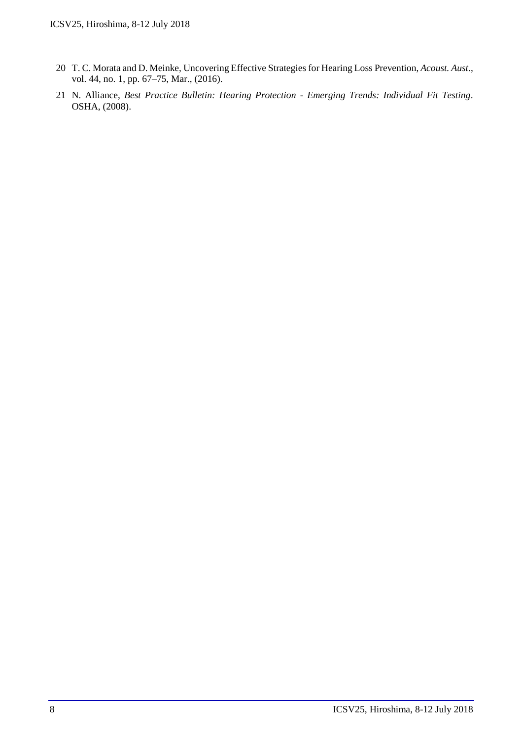20 T. C. Morata and D. Meinke, Uncovering Effective Strategies for Hearing Loss Prevention, *Acoust. Aust.*, vol. 44, no. 1, pp. 67–75, Mar., (2016).

21 N. Alliance, *Best Practice Bulletin: Hearing Protection - Emerging Trends: Individual Fit Testing*. OSHA, (2008).